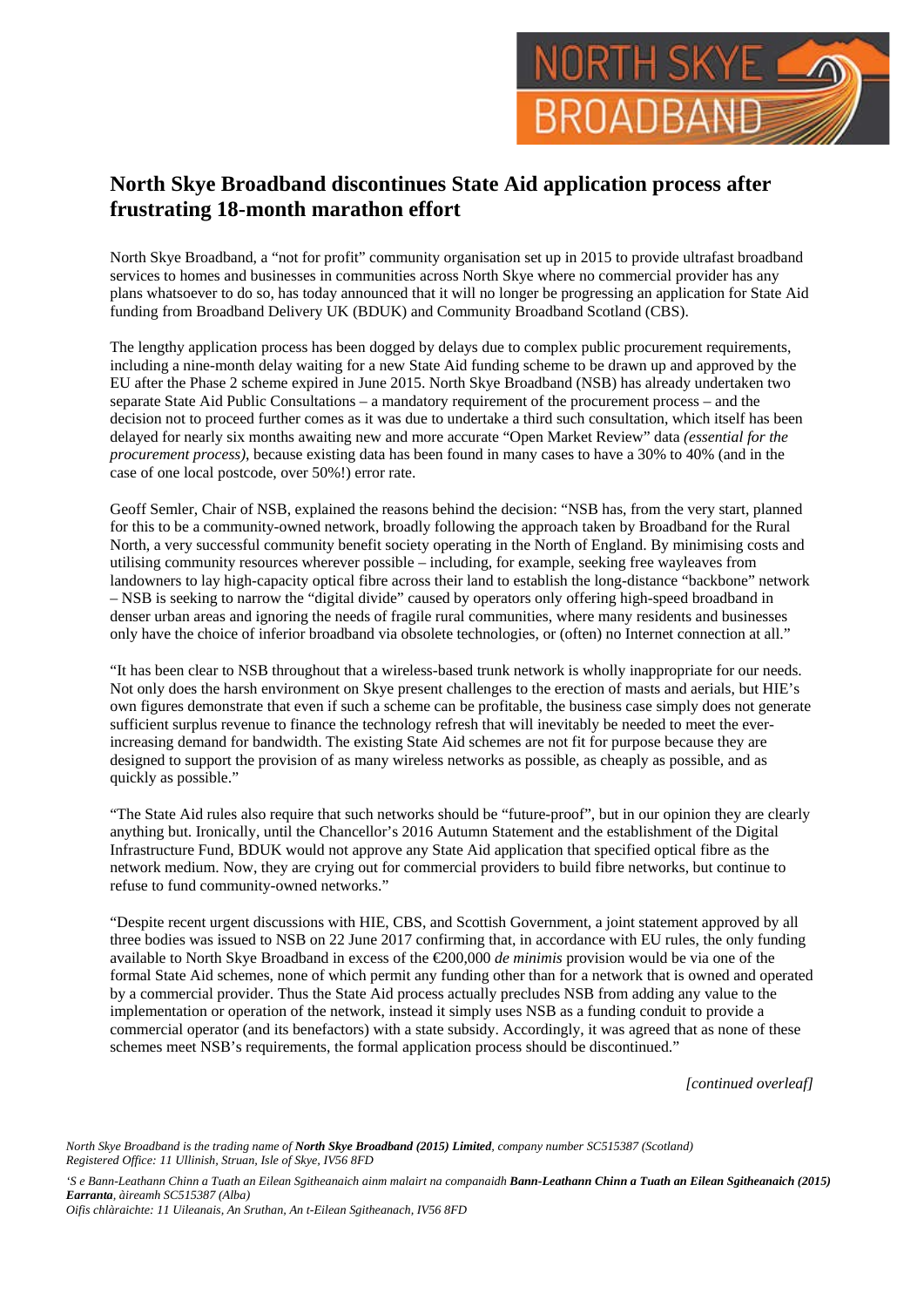# North Skye Broadband discontinues State Aid application process after frustrating 18-month marathon effort

North Skye Broadband, a "not for profit" community organisation set up in 2015 to provide ultrafast broadband services to homes and businesses in communities across North Skye where no commercial provider has any plans whatsoever to do so, has today announced that it will no longer be progressing an application for State Aid funding from Broadband Delivery UK (BDUK) and Community Broadband Scotland (CBS).

The lengthy application process has been dogged by delays due to complex public procurement requirements, including a nine-month delay waiting for a new State Aid funding scheme to be drawn up and approved by the EU after the Phase 2 scheme expired in June 2015. North Skye Broadband (NSB) has already undertaken two separate State Aid Public Consultations – a mandatory requirement of the procurement process – and the decision not to proceed further comes as it was due to undertake a third such consultation, which itself has been delayed for nearly six months awaiting new and more accurate "Open Market Review" data *(essential for the procurement process)*, because existing data has been found in many cases to have a 30% to 40% (and in the case of one local postcode, over 50%!) error rate.

Geoff Semler, Chair of NSB, explained the reasons behind the decision: "NSB has, from the very start, planned for this to be a community-owned network, broadly following the approach taken by Broadband for the Rural North, a very successful community benefit society operating in the North of England. By minimising costs and utilising community resources wherever possible – including, for example, seeking free wayleaves from landowners to lay high-capacity optical fibre across their land to establish the long-distance "backbone" network – NSB is seeking to narrow the "digital divide" caused by operators only offering high-speed broadband in denser urban areas and ignoring the needs of fragile rural communities, where many residents and businesses only have the choice of inferior broadband via obsolete technologies, or (often) no Internet connection at all."

"It has been clear to NSB throughout that a wireless-based trunk network is wholly inappropriate for our needs. Not only does the harsh environment on Skye present challenges to the erection of masts and aerials, but HIE's own figures demonstrate that even if such a scheme can be profitable, the business case simply does not generate sufficient surplus revenue to finance the technology refresh that will inevitably be needed to meet the ever-increasing demand for bandwidth. The existing State Aid schemes are not fit for purpose because they are designed to support the provision of as many wireless networks as possible, as cheaply as possible, and as quickly as possible."

"The State Aid rules also require that such networks should be "future-proof", but in our opinion they are clearly anything but. Ironically, until the Chancellor's 2016 Autumn Statement and the establishment of the Digital Infrastructure Fund, BDUK would not approve any State Aid application that specified optical fibre as the network medium. Now, they are crying out for commercial providers to build fibre networks, but continue to refuse to fund community-owned networks."

"Despite recent urgent discussions with HIE, CBS, and Scottish Government, a joint statement approved by all three bodies was issued to NSB on 22 June 2017 confirming that, in accordance with EU rules, the only funding available to North Skye Broadband in excess of the €200,000 *de minimis* provision would be via one of the formal State Aid schemes, none of which permit any funding other than for a network that is owned and operated by a commercial provider. Thus the State Aid process actually precludes NSB from adding any value to the implementation or operation of the network, instead it simply uses NSB as a funding conduit to provide a commercial operator (and its benefactors) with a state subsidy. Accordingly, it was agreed that as none of these schemes meet NSB's requirements, the formal application process should be discontinued."

*[continued overleaf]*

*North Skye Broadband is the trading name of* ***North Skye Broadband (2015) Limited****, company number SC515387 (Scotland)*
*Registered Office: 11 Ullinish, Struan, Isle of Skye, IV56 8FD*

*'S e Bann-Leathann Chinn a Tuath an Eilean Sgitheanaich ainm malairt na companaidh* ***Bann-Leathann Chinn a Tuath an Eilean Sgitheanaich (2015) Earranta****, àireamh SC515387 (Alba)*
*Oifis chlàraichte: 11 Uileanais, An Sruthan, An t-Eilean Sgitheanach, IV56 8FD*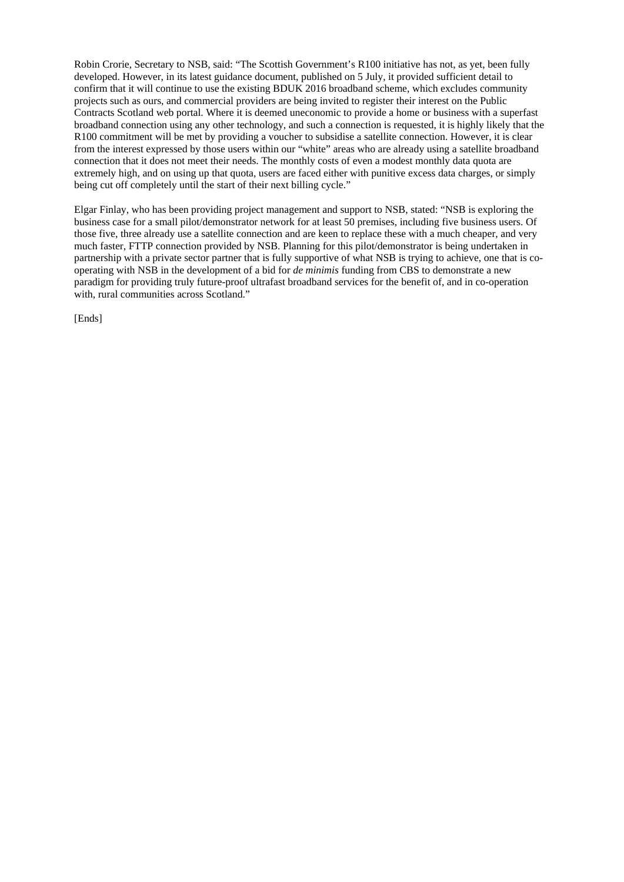Robin Crorie, Secretary to NSB, said: "The Scottish Government's R100 initiative has not, as yet, been fully developed. However, in its latest guidance document, published on 5 July, it provided sufficient detail to confirm that it will continue to use the existing BDUK 2016 broadband scheme, which excludes community projects such as ours, and commercial providers are being invited to register their interest on the Public Contracts Scotland web portal. Where it is deemed uneconomic to provide a home or business with a superfast broadband connection using any other technology, and such a connection is requested, it is highly likely that the R100 commitment will be met by providing a voucher to subsidise a satellite connection. However, it is clear from the interest expressed by those users within our "white" areas who are already using a satellite broadband connection that it does not meet their needs. The monthly costs of even a modest monthly data quota are extremely high, and on using up that quota, users are faced either with punitive excess data charges, or simply being cut off completely until the start of their next billing cycle."

Elgar Finlay, who has been providing project management and support to NSB, stated: "NSB is exploring the business case for a small pilot/demonstrator network for at least 50 premises, including five business users. Of those five, three already use a satellite connection and are keen to replace these with a much cheaper, and very much faster, FTTP connection provided by NSB. Planning for this pilot/demonstrator is being undertaken in partnership with a private sector partner that is fully supportive of what NSB is trying to achieve, one that is co-operating with NSB in the development of a bid for *de minimis* funding from CBS to demonstrate a new paradigm for providing truly future-proof ultrafast broadband services for the benefit of, and in co-operation with, rural communities across Scotland."

[Ends]